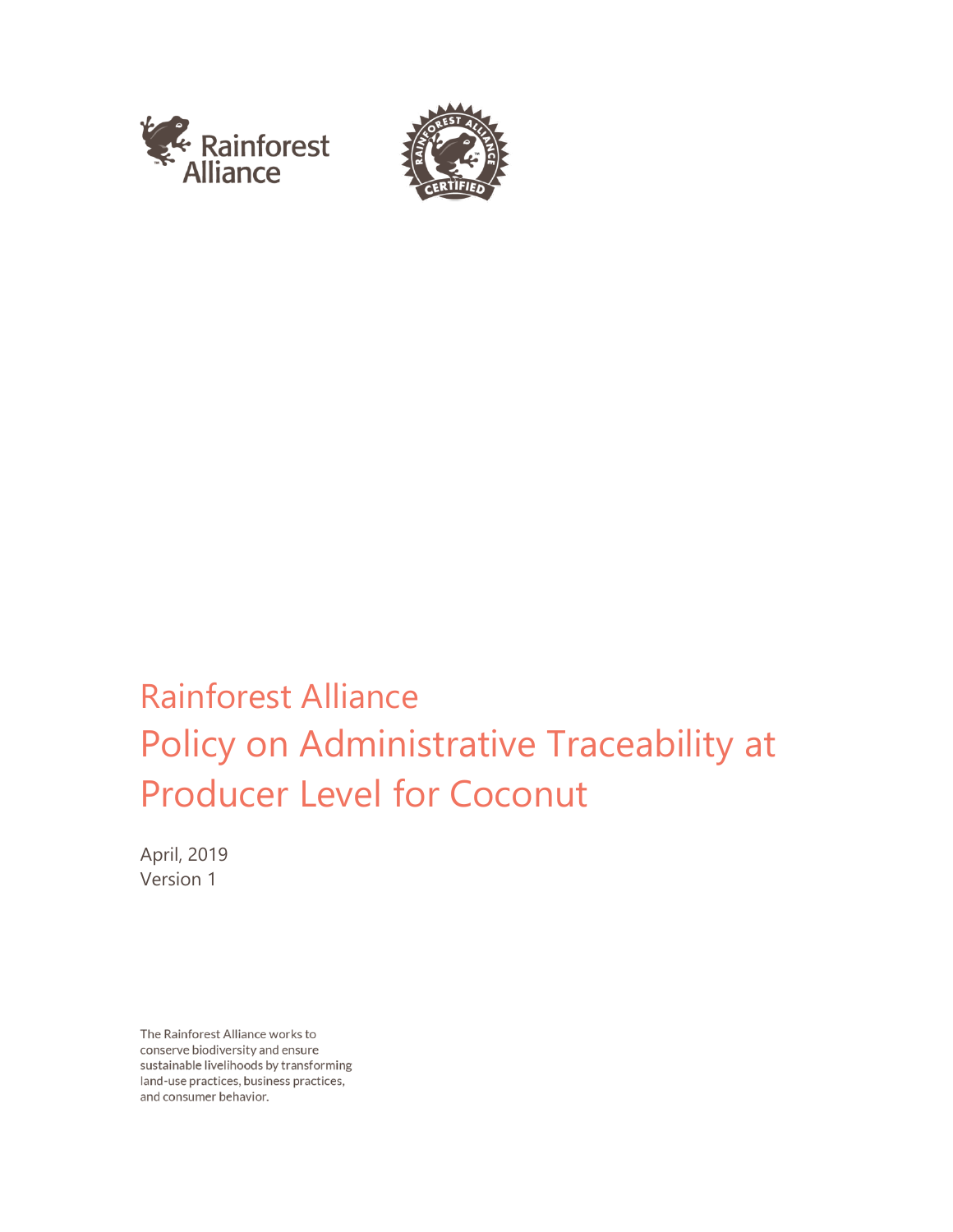# Rainforest Alliance
# Policy on Administrative Traceability at Producer Level for Coconut

April, 2019
Version 1

The Rainforest Alliance works to conserve biodiversity and ensure sustainable livelihoods by transforming land-use practices, business practices, and consumer behavior.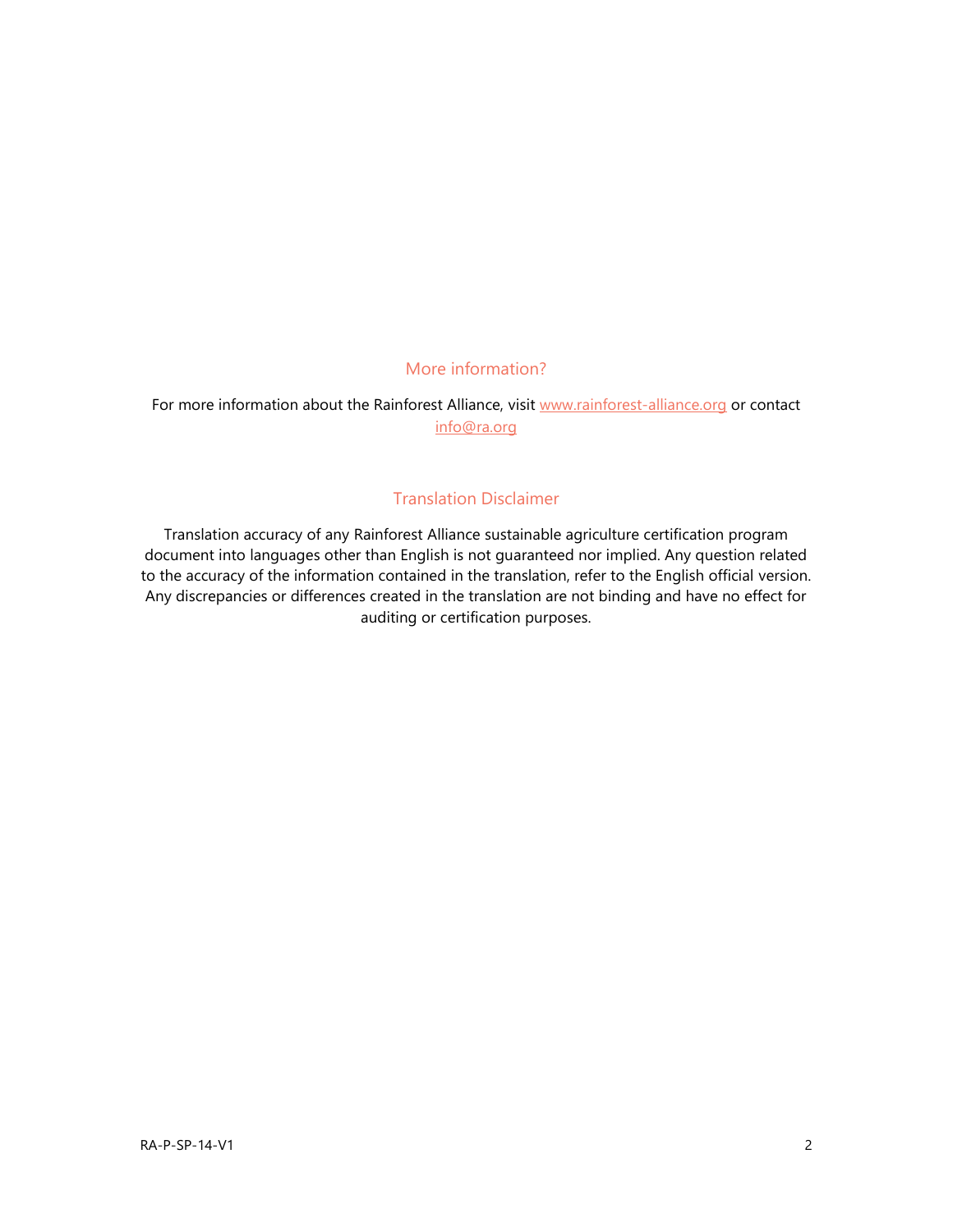## More information?

For more information about the Rainforest Alliance, visit [www.rainforest-alliance.org](http://www.rainforest-alliance.org) or contact [info@ra.org](mailto:info@ra.org)

## Translation Disclaimer

Translation accuracy of any Rainforest Alliance sustainable agriculture certification program document into languages other than English is not guaranteed nor implied. Any question related to the accuracy of the information contained in the translation, refer to the English official version. Any discrepancies or differences created in the translation are not binding and have no effect for auditing or certification purposes.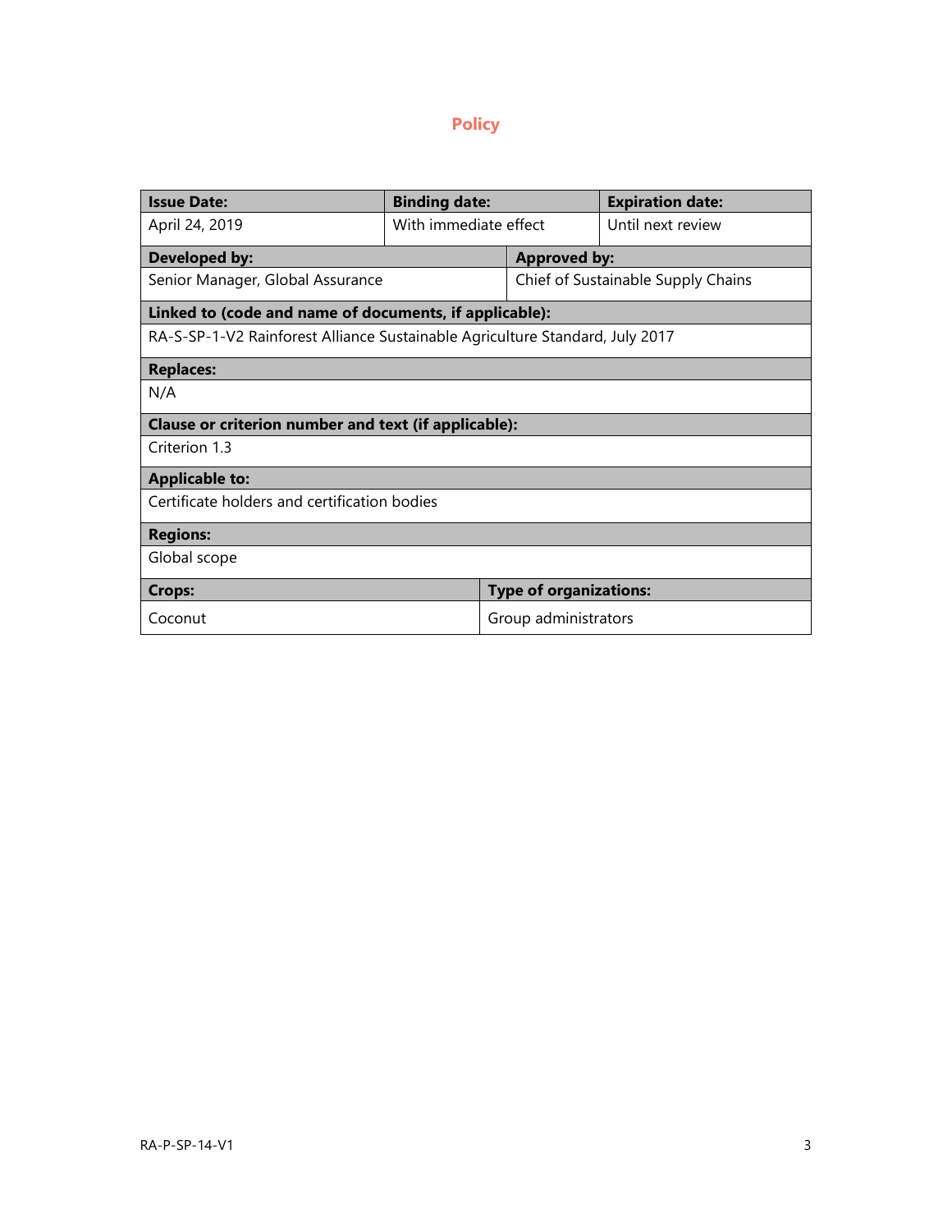# Policy

| Issue Date: | Binding date: | Expiration date: |
| --- | --- | --- |
| April 24, 2019 | With immediate effect | Until next review |

| Developed by: | Approved by: |
| --- | --- |
| Senior Manager, Global Assurance | Chief of Sustainable Supply Chains |

| Linked to (code and name of documents, if applicable): |
| --- |
| RA-S-SP-1-V2 Rainforest Alliance Sustainable Agriculture Standard, July 2017 |

| Replaces: |
| --- |
| N/A |

| Clause or criterion number and text (if applicable): |
| --- |
| Criterion 1.3 |

| Applicable to: |
| --- |
| Certificate holders and certification bodies |

| Regions: |
| --- |
| Global scope |

| Crops: | Type of organizations: |
| --- | --- |
| Coconut | Group administrators |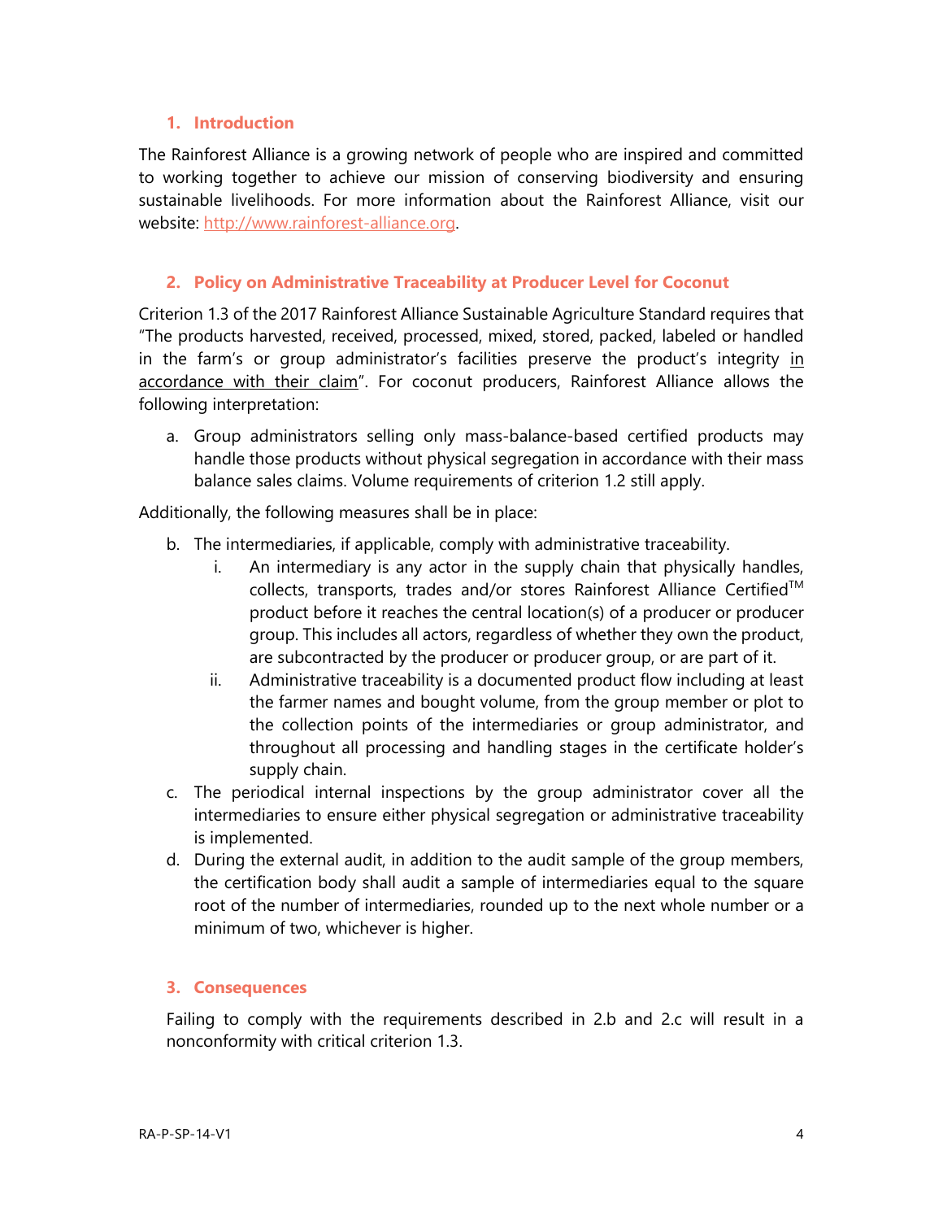## 1. Introduction

The Rainforest Alliance is a growing network of people who are inspired and committed to working together to achieve our mission of conserving biodiversity and ensuring sustainable livelihoods. For more information about the Rainforest Alliance, visit our website: http://www.rainforest-alliance.org.

## 2. Policy on Administrative Traceability at Producer Level for Coconut

Criterion 1.3 of the 2017 Rainforest Alliance Sustainable Agriculture Standard requires that "The products harvested, received, processed, mixed, stored, packed, labeled or handled in the farm's or group administrator's facilities preserve the product's integrity <u>in accordance with their claim</u>". For coconut producers, Rainforest Alliance allows the following interpretation:

a. Group administrators selling only mass-balance-based certified products may handle those products without physical segregation in accordance with their mass balance sales claims. Volume requirements of criterion 1.2 still apply.

Additionally, the following measures shall be in place:

b. The intermediaries, if applicable, comply with administrative traceability.
   i. An intermediary is any actor in the supply chain that physically handles, collects, transports, trades and/or stores Rainforest Alliance Certified™ product before it reaches the central location(s) of a producer or producer group. This includes all actors, regardless of whether they own the product, are subcontracted by the producer or producer group, or are part of it.
   ii. Administrative traceability is a documented product flow including at least the farmer names and bought volume, from the group member or plot to the collection points of the intermediaries or group administrator, and throughout all processing and handling stages in the certificate holder's supply chain.

c. The periodical internal inspections by the group administrator cover all the intermediaries to ensure either physical segregation or administrative traceability is implemented.

d. During the external audit, in addition to the audit sample of the group members, the certification body shall audit a sample of intermediaries equal to the square root of the number of intermediaries, rounded up to the next whole number or a minimum of two, whichever is higher.

## 3. Consequences

Failing to comply with the requirements described in 2.b and 2.c will result in a nonconformity with critical criterion 1.3.